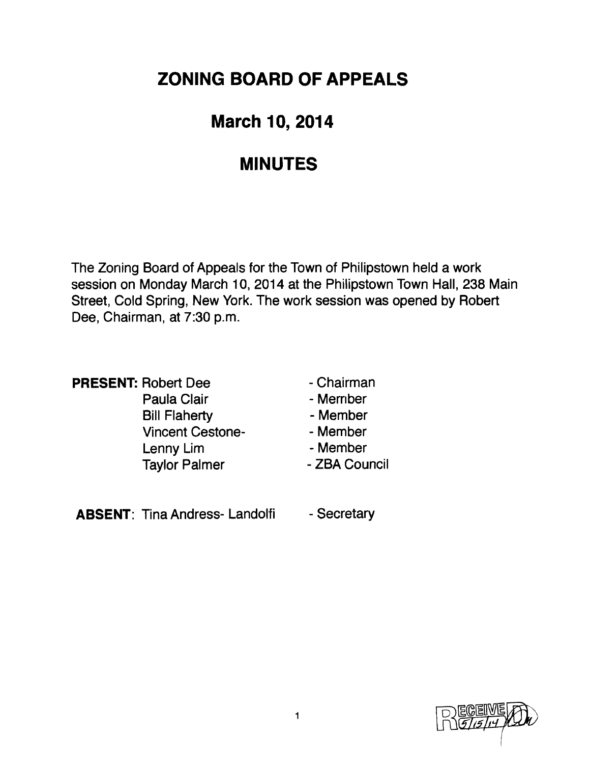# ZONING BOARD OF APPEALS

## March 10, 2014

## MINUTES

The Zoning Board of Appeals for the Town of Philipstown held a work session on Monday March 10, 2014 at the Philipstown Town Hall, 238 Main Street, Cold Spring, New York. The work session was opened by Robert Dee, Chairman, at 7:30 p.m.

| | | |
|---|---|---|
| **PRESENT:** | Robert Dee | - Chairman |
| | Paula Clair | - Member |
| | Bill Flaherty | - Member |
| | Vincent Cestone- | - Member |
| | Lenny Lim | - Member |
| | Taylor Palmer | - ZBA Council |

| | | |
|---|---|---|
| **ABSENT:** | Tina Andress- Landolfi | - Secretary |

RECEIVED 5/15/14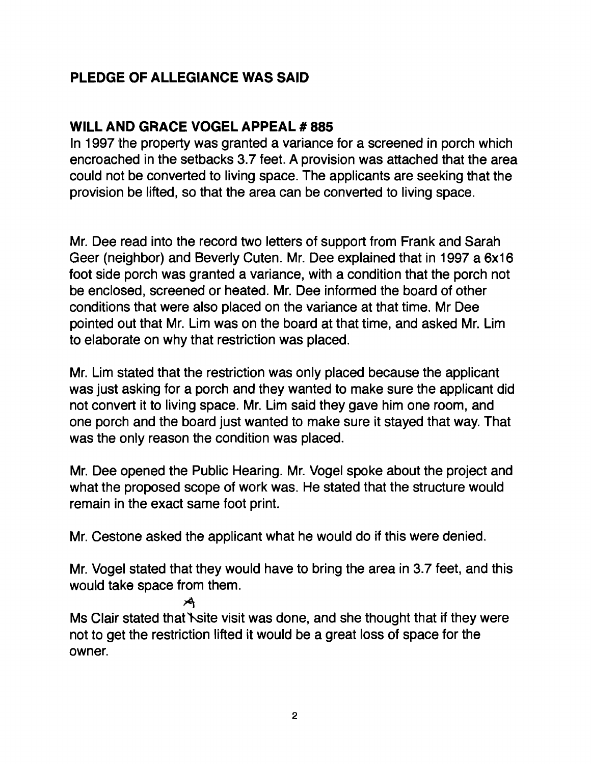## PLEDGE OF ALLEGIANCE WAS SAID

## WILL AND GRACE VOGEL APPEAL # 885

In 1997 the property was granted a variance for a screened in porch which encroached in the setbacks 3.7 feet. A provision was attached that the area could not be converted to living space. The applicants are seeking that the provision be lifted, so that the area can be converted to living space.

Mr. Dee read into the record two letters of support from Frank and Sarah Geer (neighbor) and Beverly Cuten. Mr. Dee explained that in 1997 a 6x16 foot side porch was granted a variance, with a condition that the porch not be enclosed, screened or heated. Mr. Dee informed the board of other conditions that were also placed on the variance at that time. Mr Dee pointed out that Mr. Lim was on the board at that time, and asked Mr. Lim to elaborate on why that restriction was placed.

Mr. Lim stated that the restriction was only placed because the applicant was just asking for a porch and they wanted to make sure the applicant did not convert it to living space. Mr. Lim said they gave him one room, and one porch and the board just wanted to make sure it stayed that way. That was the only reason the condition was placed.

Mr. Dee opened the Public Hearing. Mr. Vogel spoke about the project and what the proposed scope of work was. He stated that the structure would remain in the exact same foot print.

Mr. Cestone asked the applicant what he would do if this were denied.

Mr. Vogel stated that they would have to bring the area in 3.7 feet, and this would take space from them.

Ms Clair stated that A site visit was done, and she thought that if they were not to get the restriction lifted it would be a great loss of space for the owner.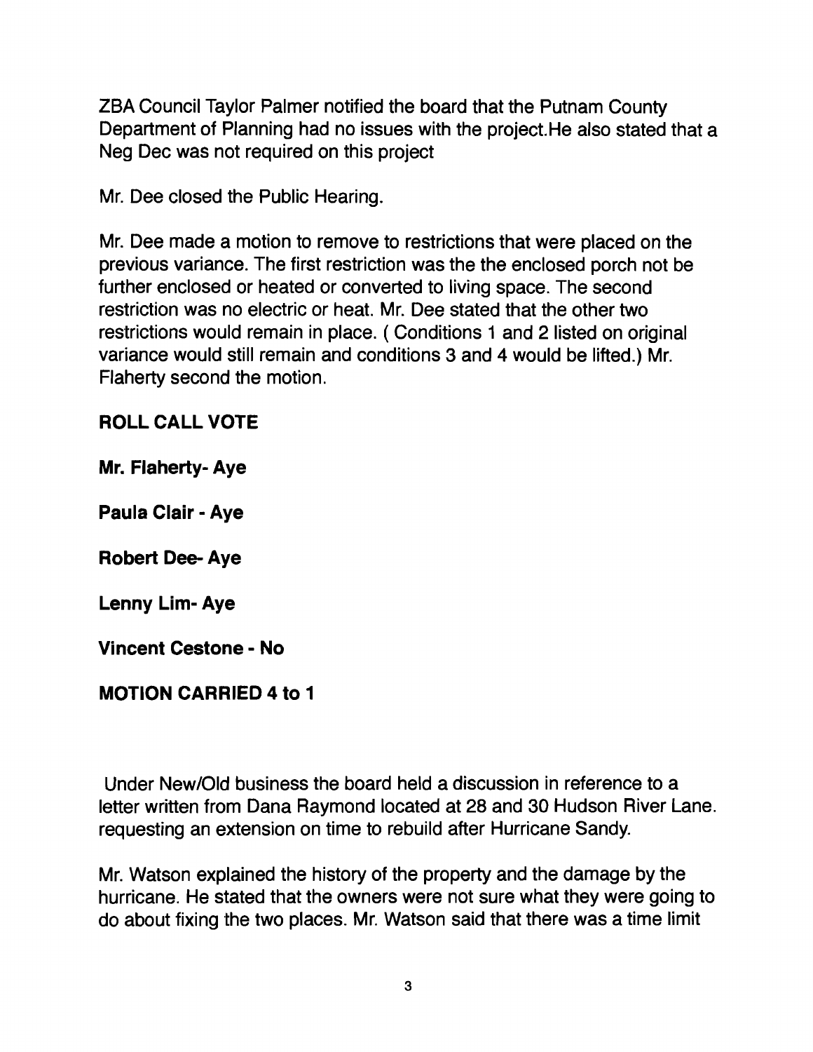ZBA Council Taylor Palmer notified the board that the Putnam County Department of Planning had no issues with the project.He also stated that a Neg Dec was not required on this project

Mr. Dee closed the Public Hearing.

Mr. Dee made a motion to remove to restrictions that were placed on the previous variance. The first restriction was the the enclosed porch not be further enclosed or heated or converted to living space. The second restriction was no electric or heat. Mr. Dee stated that the other two restrictions would remain in place. ( Conditions 1 and 2 listed on original variance would still remain and conditions 3 and 4 would be lifted.) Mr. Flaherty second the motion.

**ROLL CALL VOTE**

**Mr. Flaherty- Aye**

**Paula Clair - Aye**

**Robert Dee- Aye**

**Lenny Lim- Aye**

**Vincent Cestone - No**

**MOTION CARRIED 4 to 1**

Under New/Old business the board held a discussion in reference to a letter written from Dana Raymond located at 28 and 30 Hudson River Lane. requesting an extension on time to rebuild after Hurricane Sandy.

Mr. Watson explained the history of the property and the damage by the hurricane. He stated that the owners were not sure what they were going to do about fixing the two places. Mr. Watson said that there was a time limit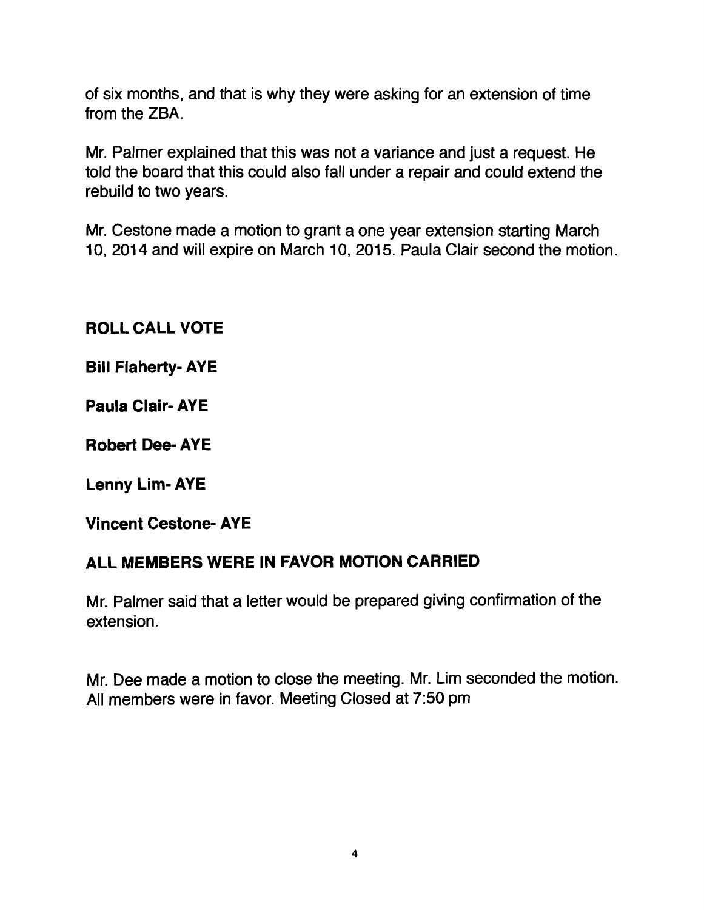of six months, and that is why they were asking for an extension of time from the ZBA.

Mr. Palmer explained that this was not a variance and just a request. He told the board that this could also fall under a repair and could extend the rebuild to two years.

Mr. Cestone made a motion to grant a one year extension starting March 10, 2014 and will expire on March 10, 2015. Paula Clair second the motion.

**ROLL CALL VOTE**

**Bill Flaherty- AYE**

**Paula Clair- AYE**

**Robert Dee- AYE**

**Lenny Lim- AYE**

**Vincent Cestone- AYE**

**ALL MEMBERS WERE IN FAVOR MOTION CARRIED**

Mr. Palmer said that a letter would be prepared giving confirmation of the extension.

Mr. Dee made a motion to close the meeting. Mr. Lim seconded the motion. All members were in favor. Meeting Closed at 7:50 pm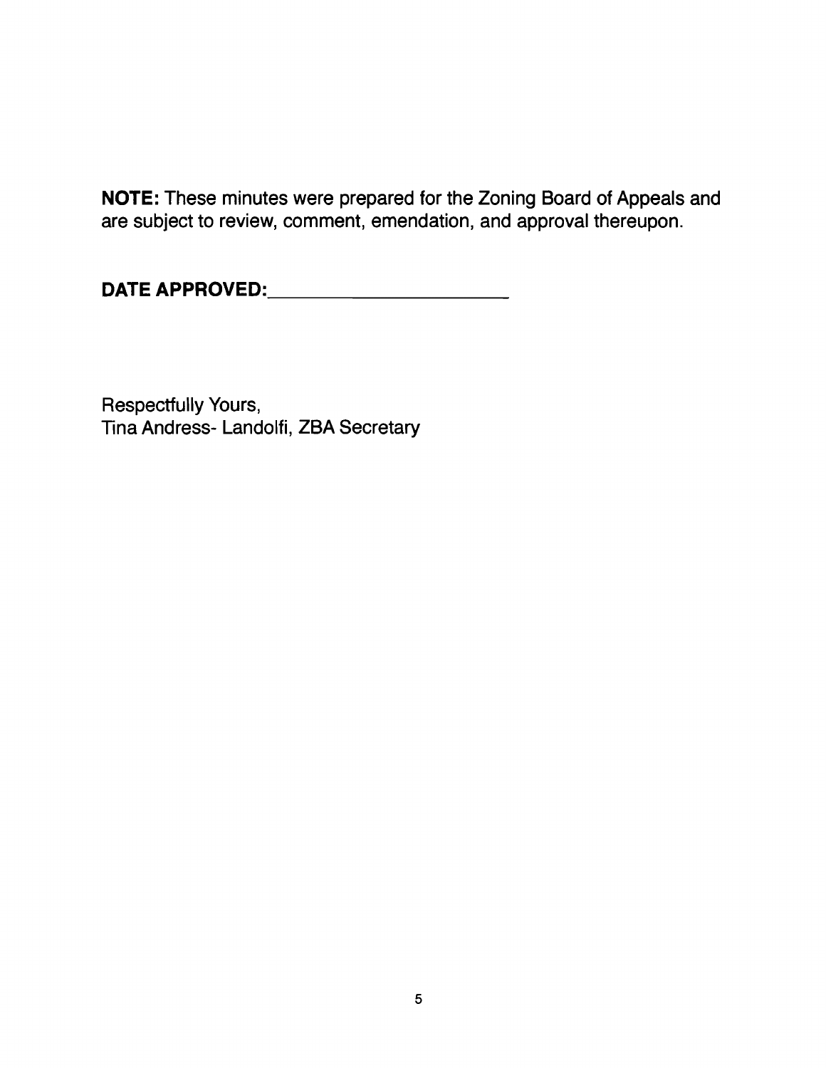**NOTE:** These minutes were prepared for the Zoning Board of Appeals and are subject to review, comment, emendation, and approval thereupon.

**DATE APPROVED:**\_\_\_\_\_\_\_\_\_\_\_\_\_\_\_\_\_\_\_\_\_\_\_\_

Respectfully Yours,
Tina Andress- Landolfi, ZBA Secretary